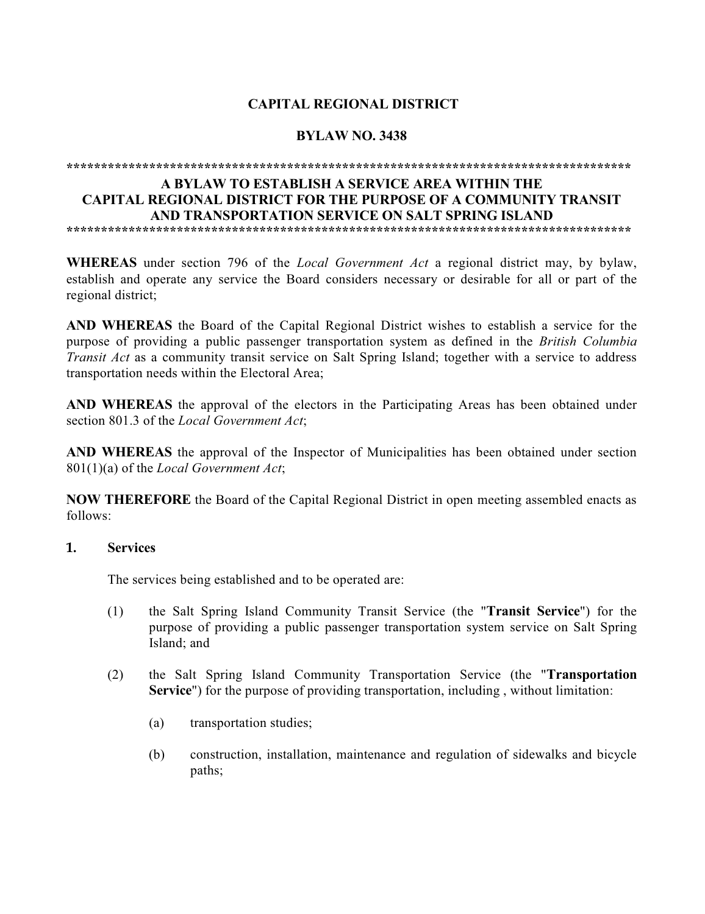**CAPITAL REGIONAL DISTRICT**

**BYLAW NO. 3438**

****************************************************************************************

**A BYLAW TO ESTABLISH A SERVICE AREA WITHIN THE CAPITAL REGIONAL DISTRICT FOR THE PURPOSE OF A COMMUNITY TRANSIT AND TRANSPORTATION SERVICE ON SALT SPRING ISLAND**

****************************************************************************************

**WHEREAS** under section 796 of the *Local Government Act* a regional district may, by bylaw, establish and operate any service the Board considers necessary or desirable for all or part of the regional district;

**AND WHEREAS** the Board of the Capital Regional District wishes to establish a service for the purpose of providing a public passenger transportation system as defined in the *British Columbia Transit Act* as a community transit service on Salt Spring Island; together with a service to address transportation needs within the Electoral Area;

**AND WHEREAS** the approval of the electors in the Participating Areas has been obtained under section 801.3 of the *Local Government Act*;

**AND WHEREAS** the approval of the Inspector of Municipalities has been obtained under section 801(1)(a) of the *Local Government Act*;

**NOW THEREFORE** the Board of the Capital Regional District in open meeting assembled enacts as follows:

**1. Services**

The services being established and to be operated are:

(1) the Salt Spring Island Community Transit Service (the "**Transit Service**") for the purpose of providing a public passenger transportation system service on Salt Spring Island; and

(2) the Salt Spring Island Community Transportation Service (the "**Transportation Service**") for the purpose of providing transportation, including , without limitation:

(a) transportation studies;

(b) construction, installation, maintenance and regulation of sidewalks and bicycle paths;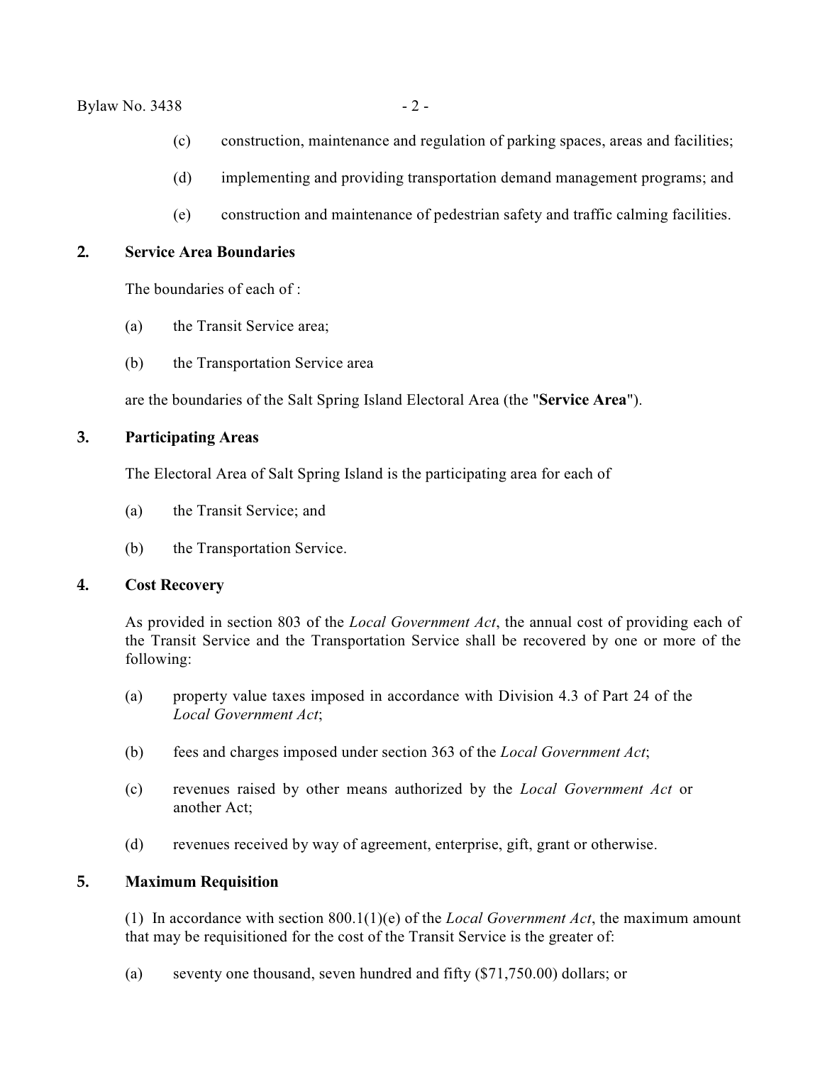(c) construction, maintenance and regulation of parking spaces, areas and facilities;

(d) implementing and providing transportation demand management programs; and

(e) construction and maintenance of pedestrian safety and traffic calming facilities.

## 2. Service Area Boundaries

The boundaries of each of :

(a) the Transit Service area;

(b) the Transportation Service area

are the boundaries of the Salt Spring Island Electoral Area (the "**Service Area**").

## 3. Participating Areas

The Electoral Area of Salt Spring Island is the participating area for each of

(a) the Transit Service; and

(b) the Transportation Service.

## 4. Cost Recovery

As provided in section 803 of the *Local Government Act*, the annual cost of providing each of the Transit Service and the Transportation Service shall be recovered by one or more of the following:

(a) property value taxes imposed in accordance with Division 4.3 of Part 24 of the *Local Government Act*;

(b) fees and charges imposed under section 363 of the *Local Government Act*;

(c) revenues raised by other means authorized by the *Local Government Act* or another Act;

(d) revenues received by way of agreement, enterprise, gift, grant or otherwise.

## 5. Maximum Requisition

(1) In accordance with section 800.1(1)(e) of the *Local Government Act*, the maximum amount that may be requisitioned for the cost of the Transit Service is the greater of:

(a) seventy one thousand, seven hundred and fifty ($71,750.00) dollars; or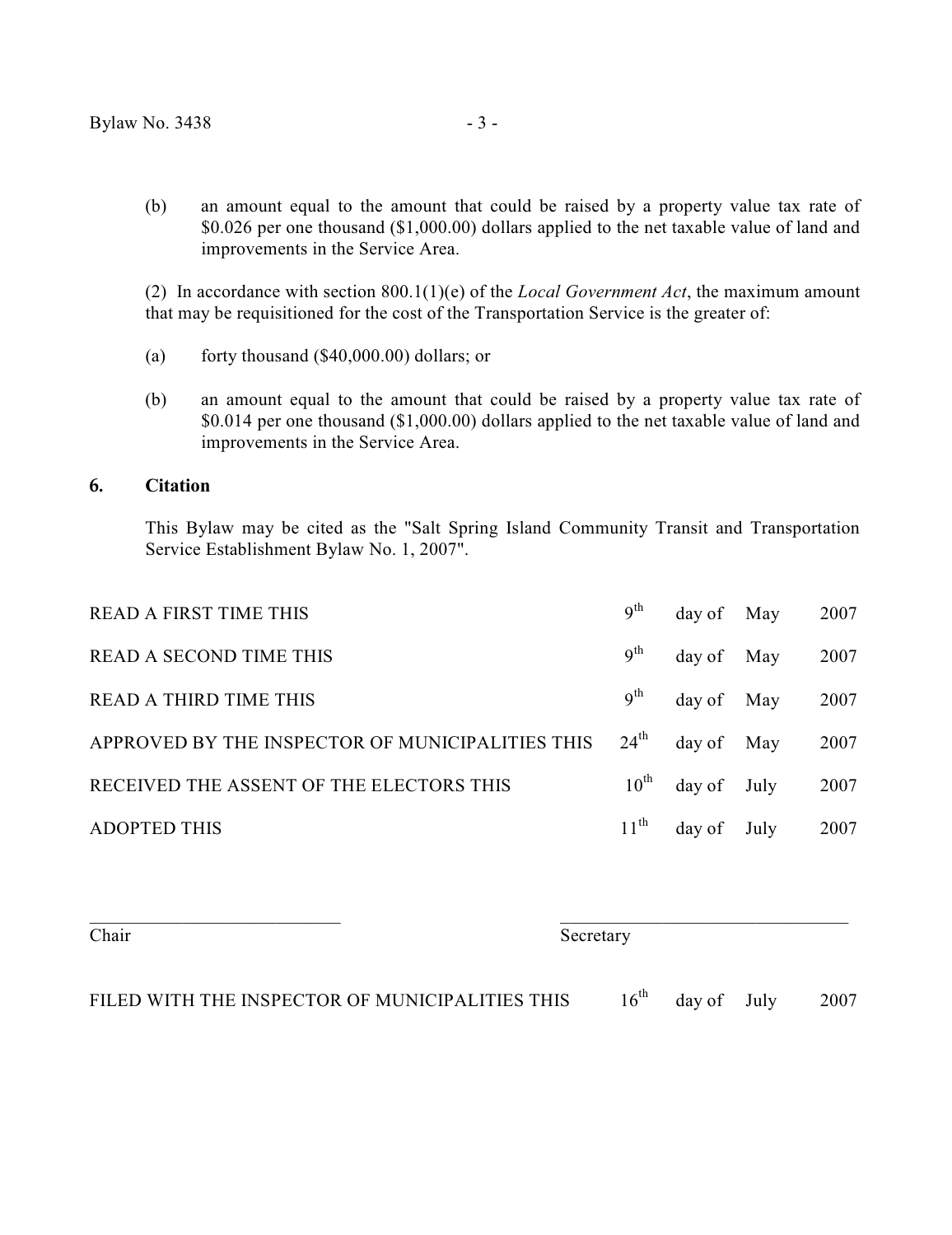(b) an amount equal to the amount that could be raised by a property value tax rate of $0.026 per one thousand ($1,000.00) dollars applied to the net taxable value of land and improvements in the Service Area.

(2) In accordance with section 800.1(1)(e) of the *Local Government Act*, the maximum amount that may be requisitioned for the cost of the Transportation Service is the greater of:

(a) forty thousand ($40,000.00) dollars; or

(b) an amount equal to the amount that could be raised by a property value tax rate of $0.014 per one thousand ($1,000.00) dollars applied to the net taxable value of land and improvements in the Service Area.

## 6. Citation

This Bylaw may be cited as the "Salt Spring Island Community Transit and Transportation Service Establishment Bylaw No. 1, 2007".

| | | | | |
|---|---|---|---|---|
| READ A FIRST TIME THIS | 9th | day of | May | 2007 |
| READ A SECOND TIME THIS | 9th | day of | May | 2007 |
| READ A THIRD TIME THIS | 9th | day of | May | 2007 |
| APPROVED BY THE INSPECTOR OF MUNICIPALITIES THIS | 24th | day of | May | 2007 |
| RECEIVED THE ASSENT OF THE ELECTORS THIS | 10th | day of | July | 2007 |
| ADOPTED THIS | 11th | day of | July | 2007 |

\_\_\_\_\_\_\_\_\_\_\_\_\_\_\_\_\_\_\_\_\_\_\_\_\_\_\_
Chair

\_\_\_\_\_\_\_\_\_\_\_\_\_\_\_\_\_\_\_\_\_\_\_\_\_\_\_
Secretary

| | | | | |
|---|---|---|---|---|
| FILED WITH THE INSPECTOR OF MUNICIPALITIES THIS | 16th | day of | July | 2007 |